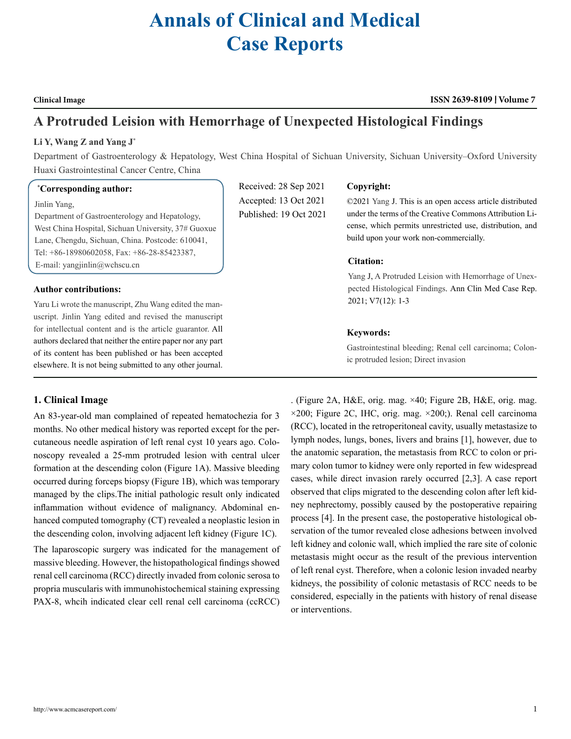# Annals of Clinical and Medical Case Reports

**Clinical Image**

## A Protruded Leision with Hemorrhage of Unexpected Histological Findings

**Li Y, Wang Z and Yang J***

Department of Gastroenterology & Hepatology, West China Hospital of Sichuan University, Sichuan University–Oxford University Huaxi Gastrointestinal Cancer Centre, China

**\*Corresponding author:**

Jinlin Yang,
Department of Gastroenterology and Hepatology, West China Hospital, Sichuan University, 37# Guoxue Lane, Chengdu, Sichuan, China. Postcode: 610041, Tel: +86-18980602058, Fax: +86-28-85423387, E-mail: yangjinlin@wchscu.cn

Received: 28 Sep 2021
Accepted: 13 Oct 2021
Published: 19 Oct 2021

**Copyright:**

©2021 Yang J. This is an open access article distributed under the terms of the Creative Commons Attribution License, which permits unrestricted use, distribution, and build upon your work non-commercially.

**Citation:**

Yang J, A Protruded Leision with Hemorrhage of Unexpected Histological Findings. Ann Clin Med Case Rep. 2021; V7(12): 1-3

**Author contributions:**

Yaru Li wrote the manuscript, Zhu Wang edited the manuscript. Jinlin Yang edited and revised the manuscript for intellectual content and is the article guarantor. All authors declared that neither the entire paper nor any part of its content has been published or has been accepted elsewhere. It is not being submitted to any other journal.

**Keywords:**

Gastrointestinal bleeding; Renal cell carcinoma; Colonic protruded lesion; Direct invasion

### 1. Clinical Image

An 83-year-old man complained of repeated hematochezia for 3 months. No other medical history was reported except for the percutaneous needle aspiration of left renal cyst 10 years ago. Colonoscopy revealed a 25-mm protruded lesion with central ulcer formation at the descending colon (Figure 1A). Massive bleeding occurred during forceps biopsy (Figure 1B), which was temporary managed by the clips.The initial pathologic result only indicated inflammation without evidence of malignancy. Abdominal enhanced computed tomography (CT) revealed a neoplastic lesion in the descending colon, involving adjacent left kidney (Figure 1C).

The laparoscopic surgery was indicated for the management of massive bleeding. However, the histopathological findings showed renal cell carcinoma (RCC) directly invaded from colonic serosa to propria muscularis with immunohistochemical staining expressing PAX-8, whcih indicated clear cell renal cell carcinoma (ccRCC) . (Figure 2A, H&E, orig. mag. ×40; Figure 2B, H&E, orig. mag. ×200; Figure 2C, IHC, orig. mag. ×200;). Renal cell carcinoma (RCC), located in the retroperitoneal cavity, usually metastasize to lymph nodes, lungs, bones, livers and brains [1], however, due to the anatomic separation, the metastasis from RCC to colon or primary colon tumor to kidney were only reported in few widespread cases, while direct invasion rarely occurred [2,3]. A case report observed that clips migrated to the descending colon after left kidney nephrectomy, possibly caused by the postoperative repairing process [4]. In the present case, the postoperative histological observation of the tumor revealed close adhesions between involved left kidney and colonic wall, which implied the rare site of colonic metastasis might occur as the result of the previous intervention of left renal cyst. Therefore, when a colonic lesion invaded nearby kidneys, the possibility of colonic metastasis of RCC needs to be considered, especially in the patients with history of renal disease or interventions.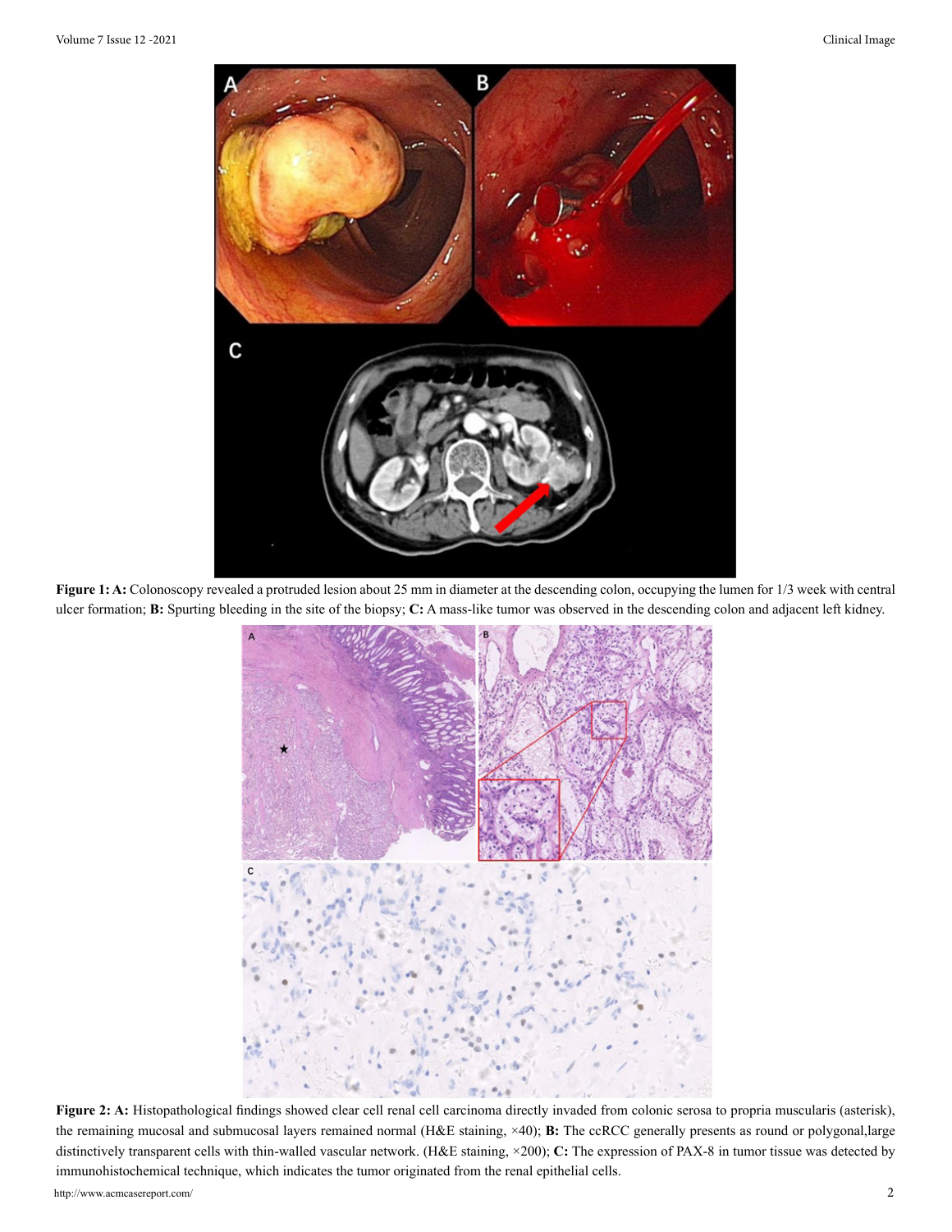**Figure 1: A:** Colonoscopy revealed a protruded lesion about 25 mm in diameter at the descending colon, occupying the lumen for 1/3 week with central ulcer formation; **B:** Spurting bleeding in the site of the biopsy; **C:** A mass-like tumor was observed in the descending colon and adjacent left kidney.

**Figure 2: A:** Histopathological findings showed clear cell renal cell carcinoma directly invaded from colonic serosa to propria muscularis (asterisk), the remaining mucosal and submucosal layers remained normal (H&E staining, ×40); **B:** The ccRCC generally presents as round or polygonal,large distinctively transparent cells with thin-walled vascular network. (H&E staining, ×200); **C:** The expression of PAX-8 in tumor tissue was detected by immunohistochemical technique, which indicates the tumor originated from the renal epithelial cells.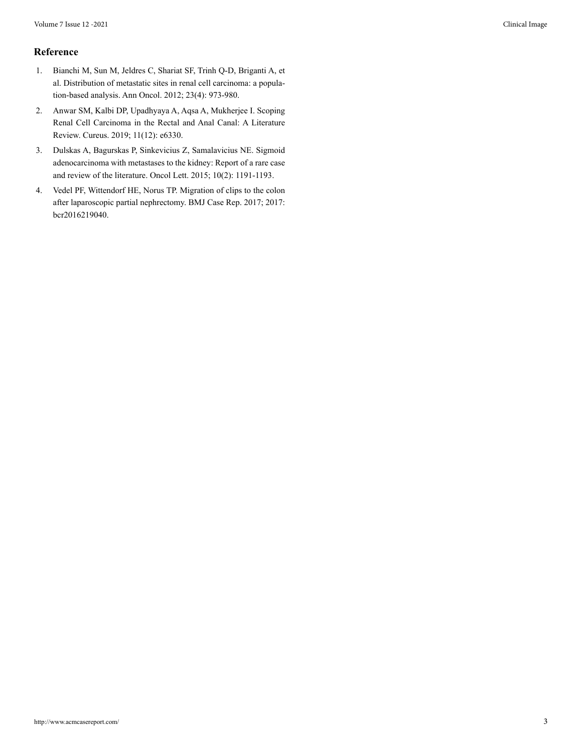## Reference

1. Bianchi M, Sun M, Jeldres C, Shariat SF, Trinh Q-D, Briganti A, et al. Distribution of metastatic sites in renal cell carcinoma: a population-based analysis. Ann Oncol. 2012; 23(4): 973-980.
2. Anwar SM, Kalbi DP, Upadhyaya A, Aqsa A, Mukherjee I. Scoping Renal Cell Carcinoma in the Rectal and Anal Canal: A Literature Review. Cureus. 2019; 11(12): e6330.
3. Dulskas A, Bagurskas P, Sinkevicius Z, Samalavicius NE. Sigmoid adenocarcinoma with metastases to the kidney: Report of a rare case and review of the literature. Oncol Lett. 2015; 10(2): 1191-1193.
4. Vedel PF, Wittendorf HE, Norus TP. Migration of clips to the colon after laparoscopic partial nephrectomy. BMJ Case Rep. 2017; 2017: bcr2016219040.